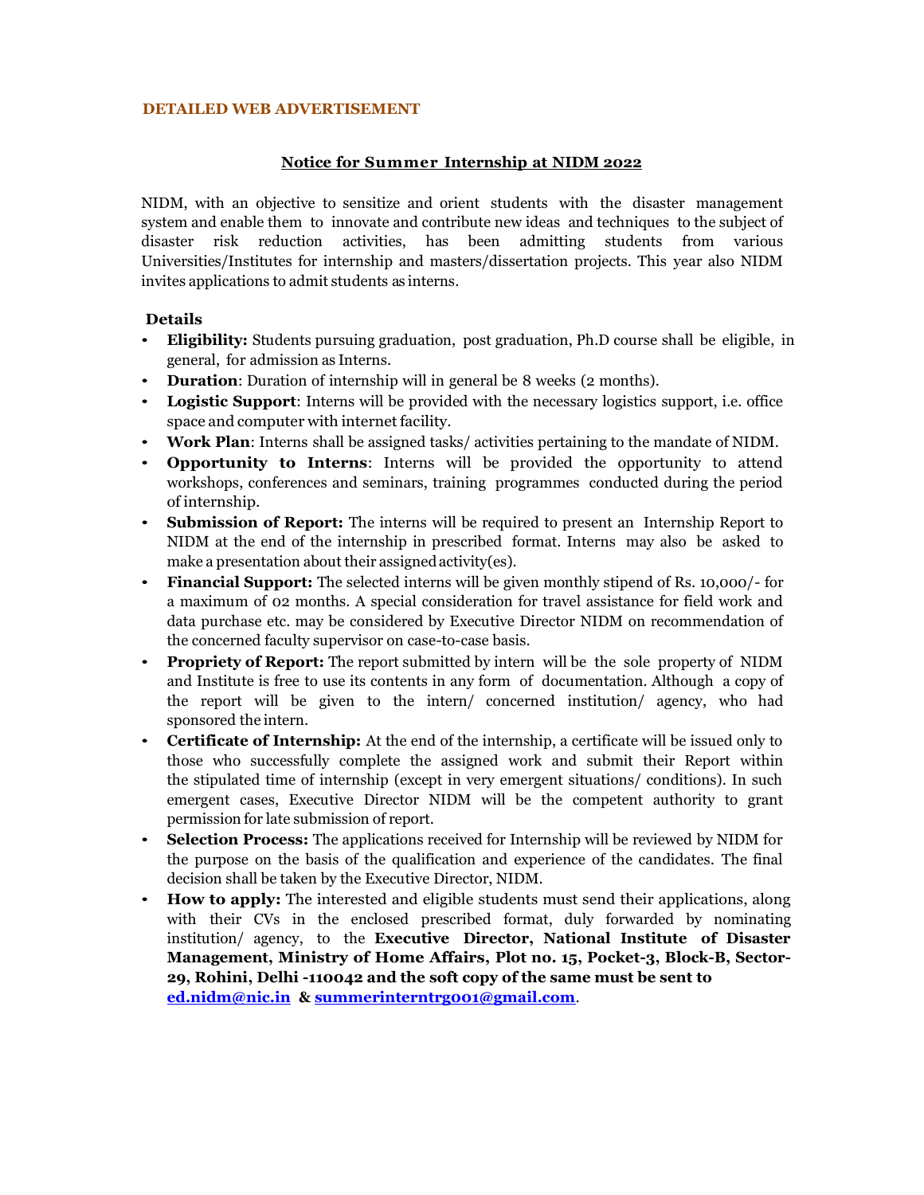**DETAILED WEB ADVERTISEMENT**

## Notice for Summer Internship at NIDM 2022

NIDM, with an objective to sensitize and orient students with the disaster management system and enable them to innovate and contribute new ideas and techniques to the subject of disaster risk reduction activities, has been admitting students from various Universities/Institutes for internship and masters/dissertation projects. This year also NIDM invites applications to admit students as interns.

### Details

- **Eligibility:** Students pursuing graduation, post graduation, Ph.D course shall be eligible, in general, for admission as Interns.
- **Duration**: Duration of internship will in general be 8 weeks (2 months).
- **Logistic Support**: Interns will be provided with the necessary logistics support, i.e. office space and computer with internet facility.
- **Work Plan**: Interns shall be assigned tasks/ activities pertaining to the mandate of NIDM.
- **Opportunity to Interns**: Interns will be provided the opportunity to attend workshops, conferences and seminars, training programmes conducted during the period of internship.
- **Submission of Report:** The interns will be required to present an Internship Report to NIDM at the end of the internship in prescribed format. Interns may also be asked to make a presentation about their assigned activity(es).
- **Financial Support:** The selected interns will be given monthly stipend of Rs. 10,000/- for a maximum of 02 months. A special consideration for travel assistance for field work and data purchase etc. may be considered by Executive Director NIDM on recommendation of the concerned faculty supervisor on case-to-case basis.
- **Propriety of Report:** The report submitted by intern will be the sole property of NIDM and Institute is free to use its contents in any form of documentation. Although a copy of the report will be given to the intern/ concerned institution/ agency, who had sponsored the intern.
- **Certificate of Internship:** At the end of the internship, a certificate will be issued only to those who successfully complete the assigned work and submit their Report within the stipulated time of internship (except in very emergent situations/ conditions). In such emergent cases, Executive Director NIDM will be the competent authority to grant permission for late submission of report.
- **Selection Process:** The applications received for Internship will be reviewed by NIDM for the purpose on the basis of the qualification and experience of the candidates. The final decision shall be taken by the Executive Director, NIDM.
- **How to apply:** The interested and eligible students must send their applications, along with their CVs in the enclosed prescribed format, duly forwarded by nominating institution/ agency, to the **Executive Director, National Institute of Disaster Management, Ministry of Home Affairs, Plot no. 15, Pocket-3, Block-B, Sector-29, Rohini, Delhi -110042 and the soft copy of the same must be sent to ed.nidm@nic.in & summerinterntrg001@gmail.com**.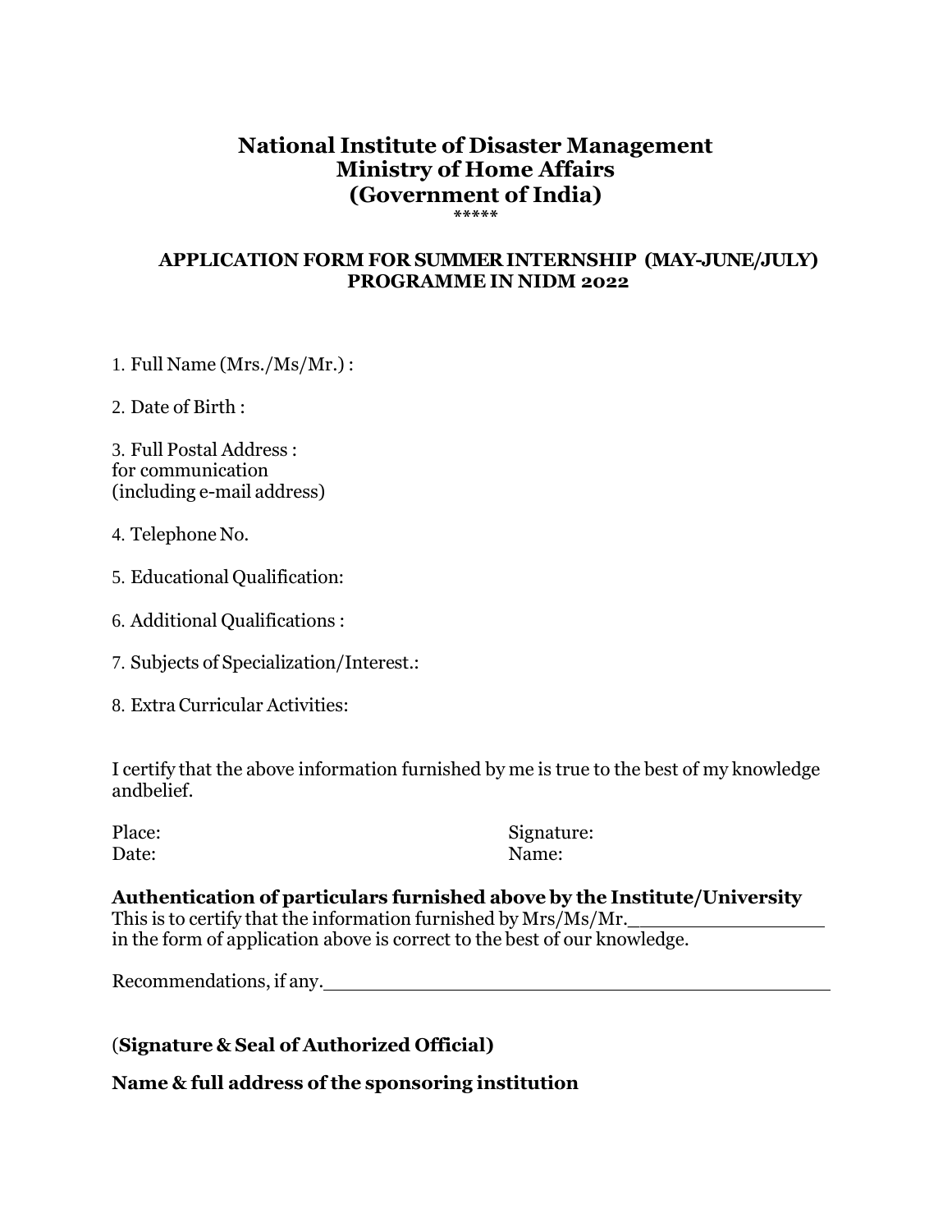# National Institute of Disaster Management
# Ministry of Home Affairs
# (Government of India)

*****

### APPLICATION FORM FOR SUMMER INTERNSHIP (MAY-JUNE/JULY) PROGRAMME IN NIDM 2022

1. Full Name (Mrs./Ms/Mr.) :

2. Date of Birth :

3. Full Postal Address :
for communication
(including e-mail address)

4. Telephone No.

5. Educational Qualification:

6. Additional Qualifications :

7. Subjects of Specialization/Interest.:

8. Extra Curricular Activities:

I certify that the above information furnished by me is true to the best of my knowledge andbelief.

Place:
Date:

Signature:
Name:

**Authentication of particulars furnished above by the Institute/University**

This is to certify that the information furnished by Mrs/Ms/Mr.__________________
in the form of application above is correct to the best of our knowledge.

Recommendations, if any.______________________________________________

(**Signature & Seal of Authorized Official)**

**Name & full address of the sponsoring institution**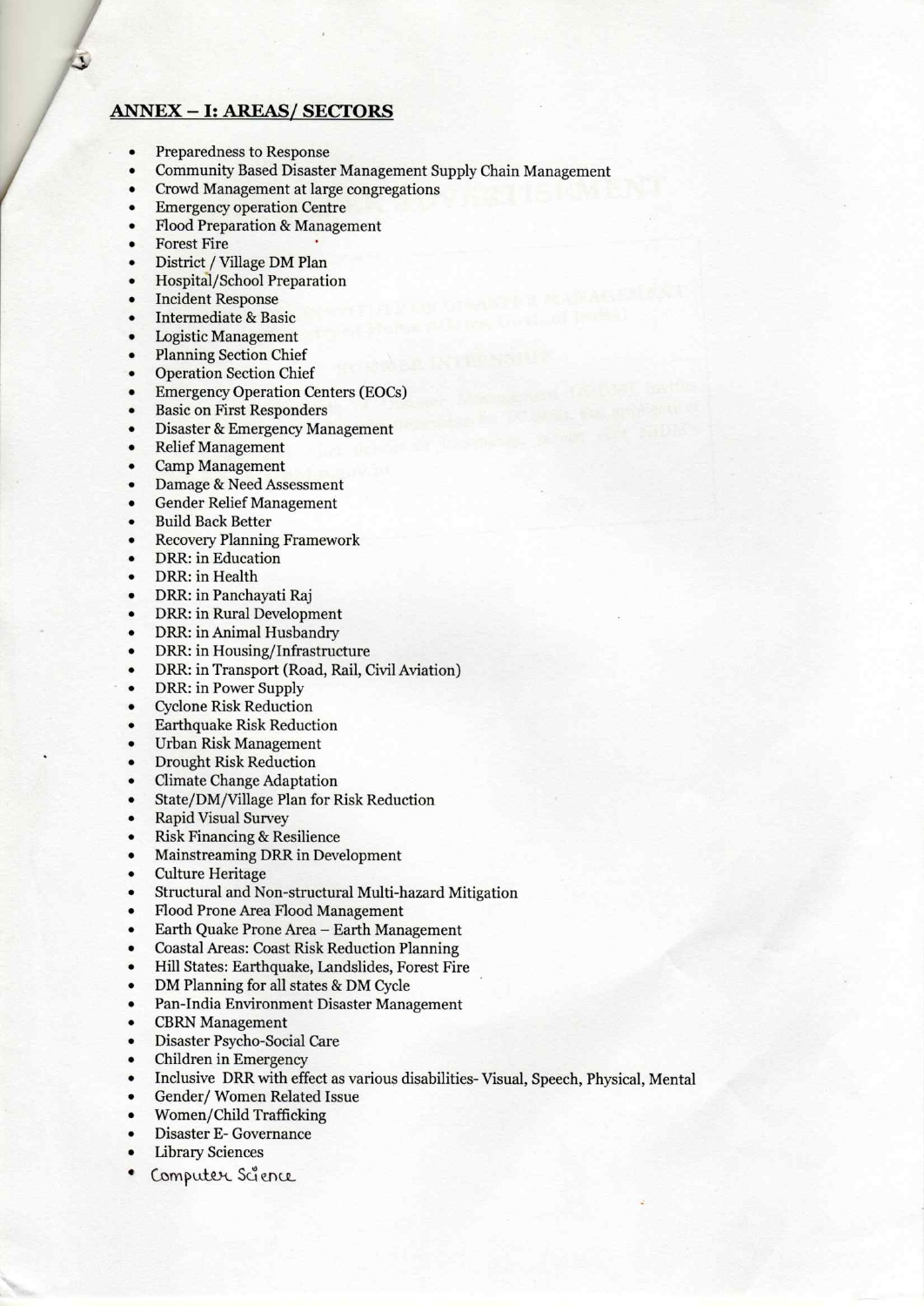## ANNEX – I: AREAS/ SECTORS

- Preparedness to Response
- Community Based Disaster Management Supply Chain Management
- Crowd Management at large congregations
- Emergency operation Centre
- Flood Preparation & Management
- Forest Fire
- District / Village DM Plan
- Hospital/School Preparation
- Incident Response
- Intermediate & Basic
- Logistic Management
- Planning Section Chief
- Operation Section Chief
- Emergency Operation Centers (EOCs)
- Basic on First Responders
- Disaster & Emergency Management
- Relief Management
- Camp Management
- Damage & Need Assessment
- Gender Relief Management
- Build Back Better
- Recovery Planning Framework
- DRR: in Education
- DRR: in Health
- DRR: in Panchayati Raj
- DRR: in Rural Development
- DRR: in Animal Husbandry
- DRR: in Housing/Infrastructure
- DRR: in Transport (Road, Rail, Civil Aviation)
- DRR: in Power Supply
- Cyclone Risk Reduction
- Earthquake Risk Reduction
- Urban Risk Management
- Drought Risk Reduction
- Climate Change Adaptation
- State/DM/Village Plan for Risk Reduction
- Rapid Visual Survey
- Risk Financing & Resilience
- Mainstreaming DRR in Development
- Culture Heritage
- Structural and Non-structural Multi-hazard Mitigation
- Flood Prone Area Flood Management
- Earth Quake Prone Area – Earth Management
- Coastal Areas: Coast Risk Reduction Planning
- Hill States: Earthquake, Landslides, Forest Fire
- DM Planning for all states & DM Cycle
- Pan-India Environment Disaster Management
- CBRN Management
- Disaster Psycho-Social Care
- Children in Emergency
- Inclusive DRR with effect as various disabilities- Visual, Speech, Physical, Mental
- Gender/ Women Related Issue
- Women/Child Trafficking
- Disaster E- Governance
- Library Sciences
- Computer Science